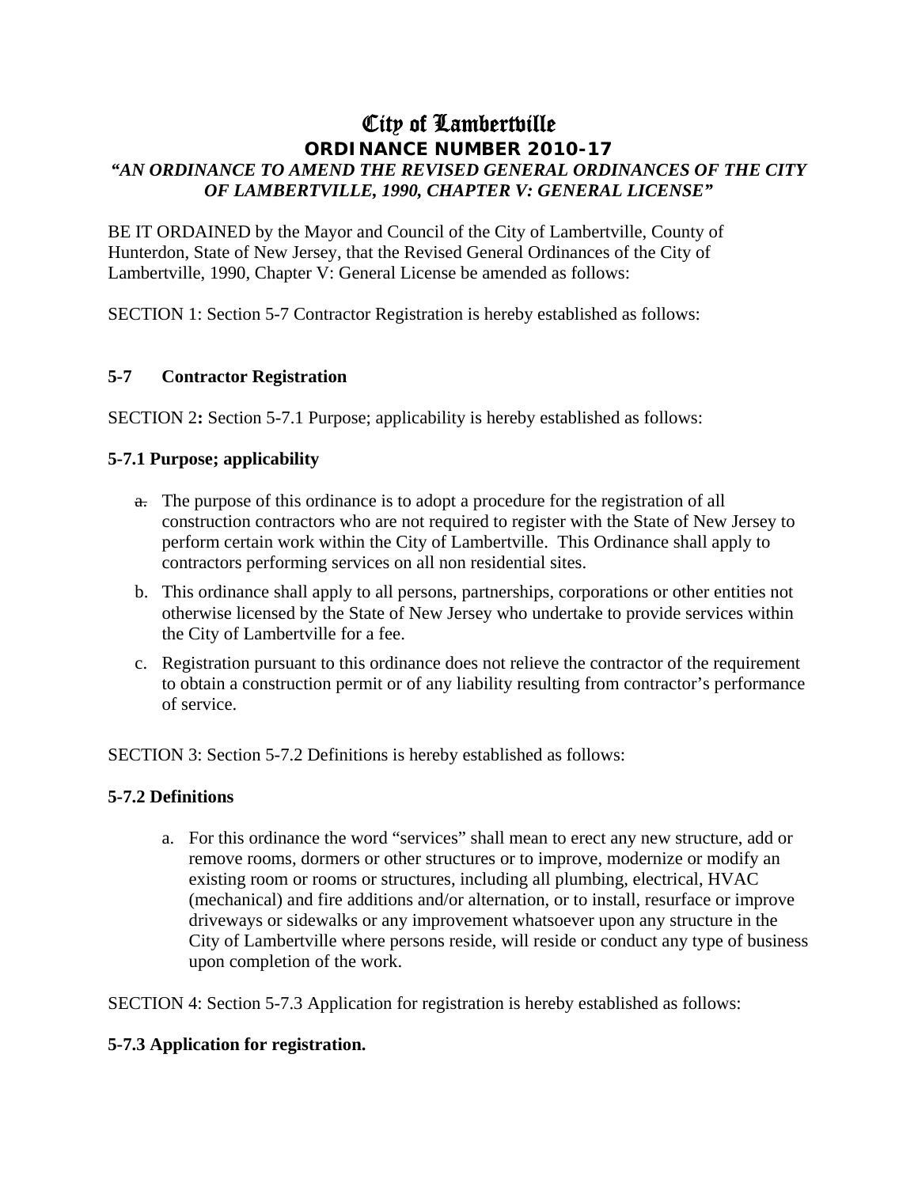# City of Lambertville

## ORDINANCE NUMBER 2010-17

***"AN ORDINANCE TO AMEND THE REVISED GENERAL ORDINANCES OF THE CITY OF LAMBERTVILLE, 1990, CHAPTER V: GENERAL LICENSE"***

BE IT ORDAINED by the Mayor and Council of the City of Lambertville, County of Hunterdon, State of New Jersey, that the Revised General Ordinances of the City of Lambertville, 1990, Chapter V: General License be amended as follows:

SECTION 1: Section 5-7 Contractor Registration is hereby established as follows:

**5-7 Contractor Registration**

SECTION 2**:** Section 5-7.1 Purpose; applicability is hereby established as follows:

**5-7.1 Purpose; applicability**

a. The purpose of this ordinance is to adopt a procedure for the registration of all construction contractors who are not required to register with the State of New Jersey to perform certain work within the City of Lambertville. This Ordinance shall apply to contractors performing services on all non residential sites.

b. This ordinance shall apply to all persons, partnerships, corporations or other entities not otherwise licensed by the State of New Jersey who undertake to provide services within the City of Lambertville for a fee.

c. Registration pursuant to this ordinance does not relieve the contractor of the requirement to obtain a construction permit or of any liability resulting from contractor's performance of service.

SECTION 3: Section 5-7.2 Definitions is hereby established as follows:

**5-7.2 Definitions**

a. For this ordinance the word "services" shall mean to erect any new structure, add or remove rooms, dormers or other structures or to improve, modernize or modify an existing room or rooms or structures, including all plumbing, electrical, HVAC (mechanical) and fire additions and/or alternation, or to install, resurface or improve driveways or sidewalks or any improvement whatsoever upon any structure in the City of Lambertville where persons reside, will reside or conduct any type of business upon completion of the work.

SECTION 4: Section 5-7.3 Application for registration is hereby established as follows:

**5-7.3 Application for registration.**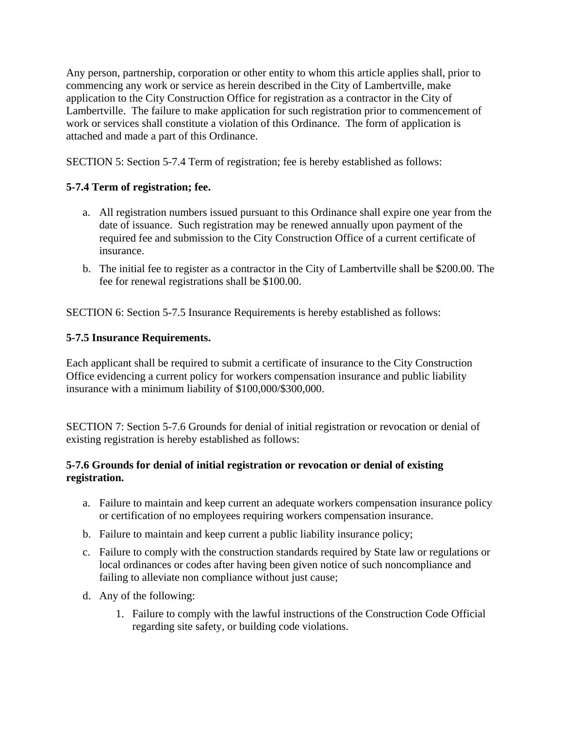Any person, partnership, corporation or other entity to whom this article applies shall, prior to commencing any work or service as herein described in the City of Lambertville, make application to the City Construction Office for registration as a contractor in the City of Lambertville. The failure to make application for such registration prior to commencement of work or services shall constitute a violation of this Ordinance. The form of application is attached and made a part of this Ordinance.

SECTION 5: Section 5-7.4 Term of registration; fee is hereby established as follows:

**5-7.4 Term of registration; fee.**

a. All registration numbers issued pursuant to this Ordinance shall expire one year from the date of issuance. Such registration may be renewed annually upon payment of the required fee and submission to the City Construction Office of a current certificate of insurance.

b. The initial fee to register as a contractor in the City of Lambertville shall be $200.00. The fee for renewal registrations shall be $100.00.

SECTION 6: Section 5-7.5 Insurance Requirements is hereby established as follows:

**5-7.5 Insurance Requirements.**

Each applicant shall be required to submit a certificate of insurance to the City Construction Office evidencing a current policy for workers compensation insurance and public liability insurance with a minimum liability of $100,000/$300,000.

SECTION 7: Section 5-7.6 Grounds for denial of initial registration or revocation or denial of existing registration is hereby established as follows:

**5-7.6 Grounds for denial of initial registration or revocation or denial of existing registration.**

a. Failure to maintain and keep current an adequate workers compensation insurance policy or certification of no employees requiring workers compensation insurance.

b. Failure to maintain and keep current a public liability insurance policy;

c. Failure to comply with the construction standards required by State law or regulations or local ordinances or codes after having been given notice of such noncompliance and failing to alleviate non compliance without just cause;

d. Any of the following:

   1. Failure to comply with the lawful instructions of the Construction Code Official regarding site safety, or building code violations.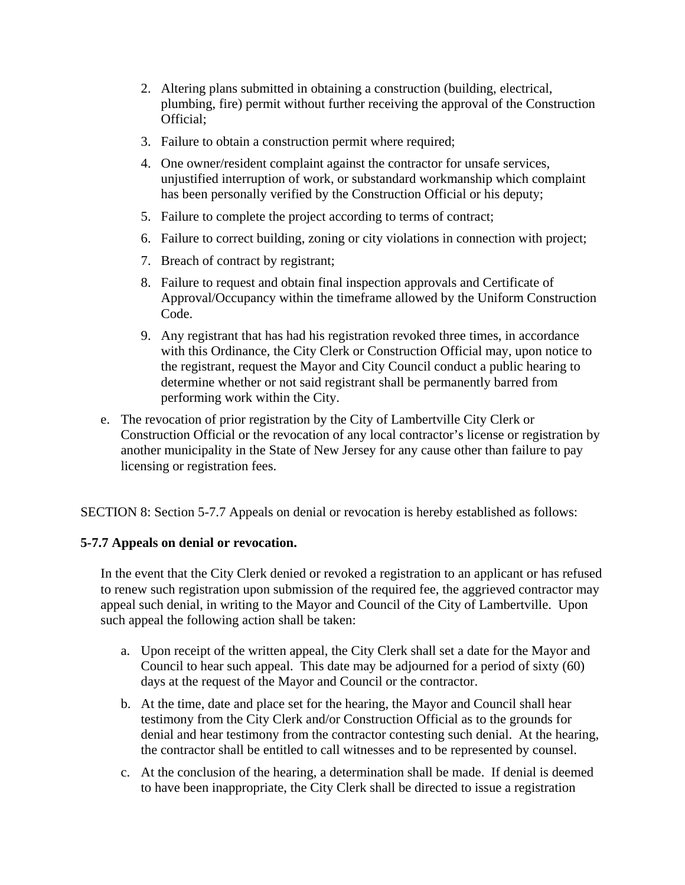2. Altering plans submitted in obtaining a construction (building, electrical, plumbing, fire) permit without further receiving the approval of the Construction Official;
3. Failure to obtain a construction permit where required;
4. One owner/resident complaint against the contractor for unsafe services, unjustified interruption of work, or substandard workmanship which complaint has been personally verified by the Construction Official or his deputy;
5. Failure to complete the project according to terms of contract;
6. Failure to correct building, zoning or city violations in connection with project;
7. Breach of contract by registrant;
8. Failure to request and obtain final inspection approvals and Certificate of Approval/Occupancy within the timeframe allowed by the Uniform Construction Code.
9. Any registrant that has had his registration revoked three times, in accordance with this Ordinance, the City Clerk or Construction Official may, upon notice to the registrant, request the Mayor and City Council conduct a public hearing to determine whether or not said registrant shall be permanently barred from performing work within the City.

e. The revocation of prior registration by the City of Lambertville City Clerk or Construction Official or the revocation of any local contractor's license or registration by another municipality in the State of New Jersey for any cause other than failure to pay licensing or registration fees.

SECTION 8: Section 5-7.7 Appeals on denial or revocation is hereby established as follows:

**5-7.7 Appeals on denial or revocation.**

In the event that the City Clerk denied or revoked a registration to an applicant or has refused to renew such registration upon submission of the required fee, the aggrieved contractor may appeal such denial, in writing to the Mayor and Council of the City of Lambertville. Upon such appeal the following action shall be taken:

a. Upon receipt of the written appeal, the City Clerk shall set a date for the Mayor and Council to hear such appeal. This date may be adjourned for a period of sixty (60) days at the request of the Mayor and Council or the contractor.

b. At the time, date and place set for the hearing, the Mayor and Council shall hear testimony from the City Clerk and/or Construction Official as to the grounds for denial and hear testimony from the contractor contesting such denial. At the hearing, the contractor shall be entitled to call witnesses and to be represented by counsel.

c. At the conclusion of the hearing, a determination shall be made. If denial is deemed to have been inappropriate, the City Clerk shall be directed to issue a registration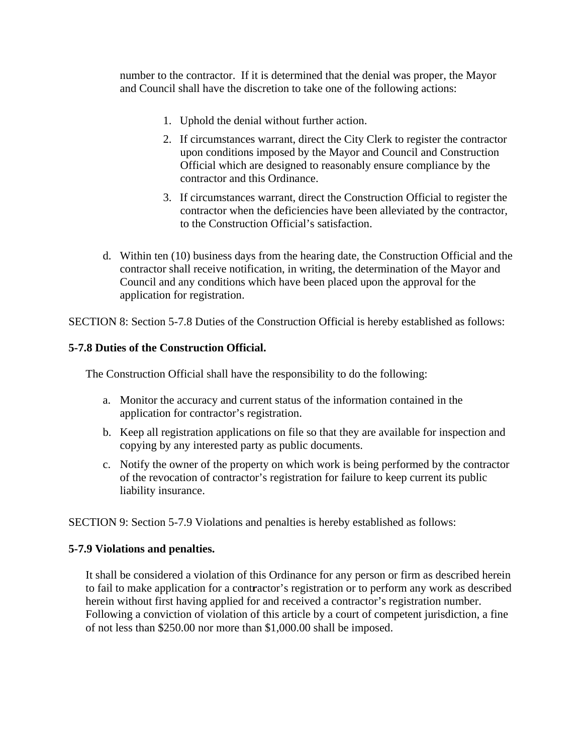number to the contractor. If it is determined that the denial was proper, the Mayor and Council shall have the discretion to take one of the following actions:

1. Uphold the denial without further action.
2. If circumstances warrant, direct the City Clerk to register the contractor upon conditions imposed by the Mayor and Council and Construction Official which are designed to reasonably ensure compliance by the contractor and this Ordinance.
3. If circumstances warrant, direct the Construction Official to register the contractor when the deficiencies have been alleviated by the contractor, to the Construction Official's satisfaction.

d. Within ten (10) business days from the hearing date, the Construction Official and the contractor shall receive notification, in writing, the determination of the Mayor and Council and any conditions which have been placed upon the approval for the application for registration.

SECTION 8: Section 5-7.8 Duties of the Construction Official is hereby established as follows:

**5-7.8 Duties of the Construction Official.**

The Construction Official shall have the responsibility to do the following:

a. Monitor the accuracy and current status of the information contained in the application for contractor's registration.

b. Keep all registration applications on file so that they are available for inspection and copying by any interested party as public documents.

c. Notify the owner of the property on which work is being performed by the contractor of the revocation of contractor's registration for failure to keep current its public liability insurance.

SECTION 9: Section 5-7.9 Violations and penalties is hereby established as follows:

**5-7.9 Violations and penalties.**

It shall be considered a violation of this Ordinance for any person or firm as described herein to fail to make application for a contractor's registration or to perform any work as described herein without first having applied for and received a contractor's registration number. Following a conviction of violation of this article by a court of competent jurisdiction, a fine of not less than $250.00 nor more than $1,000.00 shall be imposed.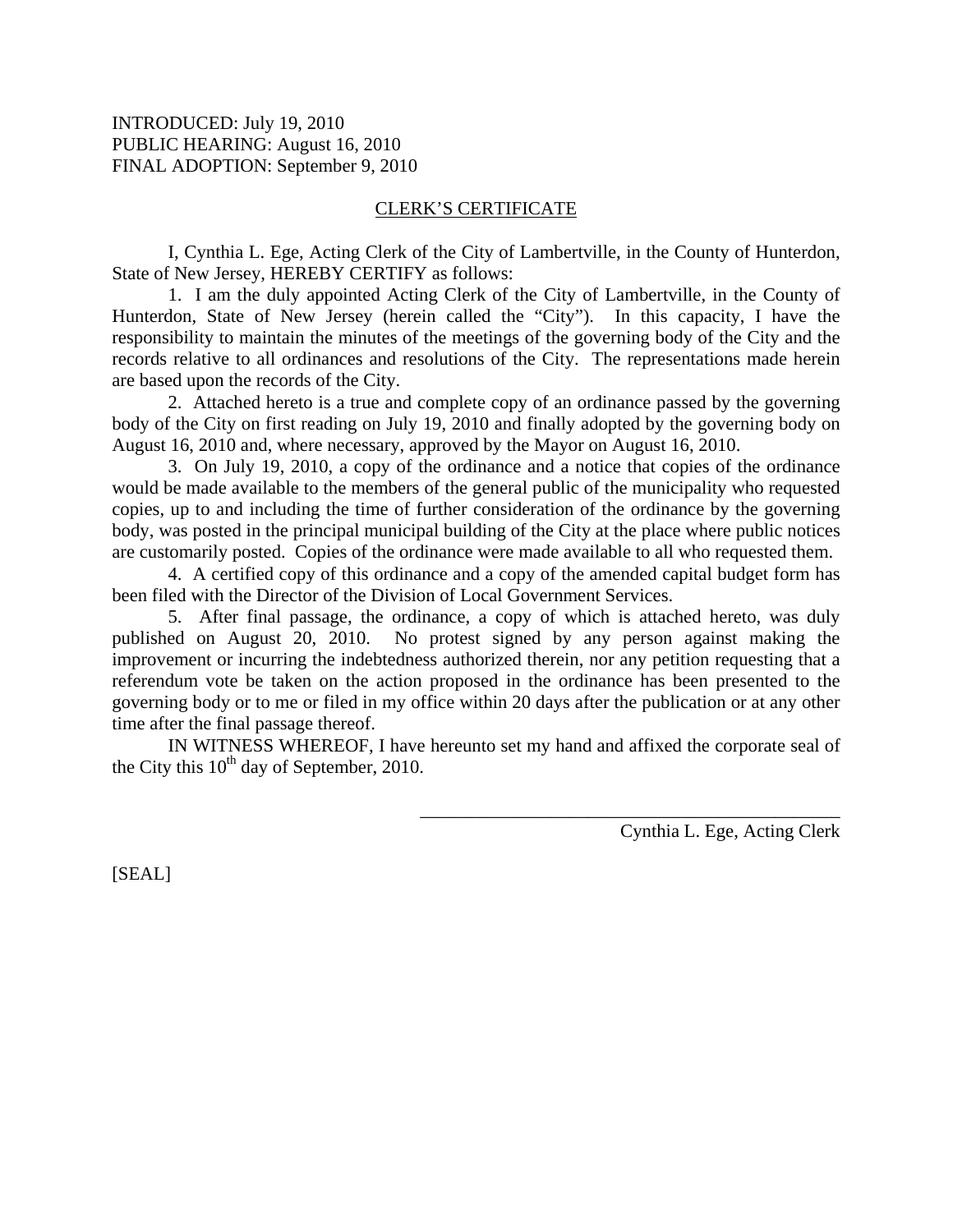INTRODUCED: July 19, 2010
PUBLIC HEARING: August 16, 2010
FINAL ADOPTION: September 9, 2010

## CLERK'S CERTIFICATE

I, Cynthia L. Ege, Acting Clerk of the City of Lambertville, in the County of Hunterdon, State of New Jersey, HEREBY CERTIFY as follows:

1. I am the duly appointed Acting Clerk of the City of Lambertville, in the County of Hunterdon, State of New Jersey (herein called the "City"). In this capacity, I have the responsibility to maintain the minutes of the meetings of the governing body of the City and the records relative to all ordinances and resolutions of the City. The representations made herein are based upon the records of the City.

2. Attached hereto is a true and complete copy of an ordinance passed by the governing body of the City on first reading on July 19, 2010 and finally adopted by the governing body on August 16, 2010 and, where necessary, approved by the Mayor on August 16, 2010.

3. On July 19, 2010, a copy of the ordinance and a notice that copies of the ordinance would be made available to the members of the general public of the municipality who requested copies, up to and including the time of further consideration of the ordinance by the governing body, was posted in the principal municipal building of the City at the place where public notices are customarily posted. Copies of the ordinance were made available to all who requested them.

4. A certified copy of this ordinance and a copy of the amended capital budget form has been filed with the Director of the Division of Local Government Services.

5. After final passage, the ordinance, a copy of which is attached hereto, was duly published on August 20, 2010. No protest signed by any person against making the improvement or incurring the indebtedness authorized therein, nor any petition requesting that a referendum vote be taken on the action proposed in the ordinance has been presented to the governing body or to me or filed in my office within 20 days after the publication or at any other time after the final passage thereof.

IN WITNESS WHEREOF, I have hereunto set my hand and affixed the corporate seal of the City this 10th day of September, 2010.

\_\_\_\_\_\_\_\_\_\_\_\_\_\_\_\_\_\_\_\_\_\_\_\_\_\_\_\_\_\_\_\_\_\_\_\_\_\_\_\_

Cynthia L. Ege, Acting Clerk

[SEAL]